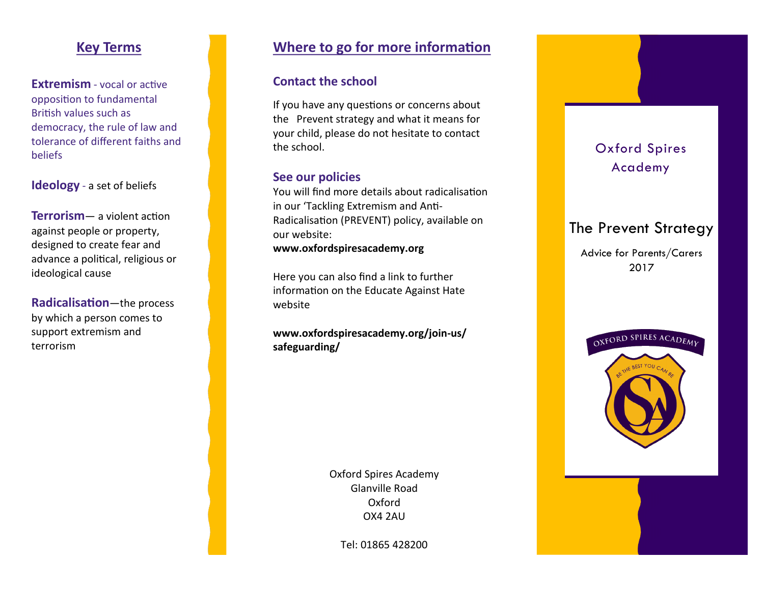## Key Terms

**Extremism** - vocal or active opposition to fundamental British values such as democracy, the rule of law and tolerance of different faiths and beliefs

**Ideology** - a set of beliefs

**Terrorism**— a violent action against people or property, designed to create fear and advance a political, religious or ideological cause

**Radicalisation**—the process by which a person comes to support extremism and terrorism

## Where to go for more information

### Contact the school

If you have any questions or concerns about the Prevent strategy and what it means for your child, please do not hesitate to contact the school.

### See our policies

You will find more details about radicalisation in our 'Tackling Extremism and Anti-Radicalisation (PREVENT) policy, available on our website:

**www.oxfordspiresacademy.org**

Here you can also find a link to further information on the Educate Against Hate website

**www.oxfordspiresacademy.org/join-us/safeguarding/**

Oxford Spires Academy
Glanville Road
Oxford
OX4 2AU

Tel: 01865 428200

Oxford Spires Academy

# The Prevent Strategy

Advice for Parents/Carers
2017

OXFORD SPIRES ACADEMY

BE THE BEST YOU CAN BE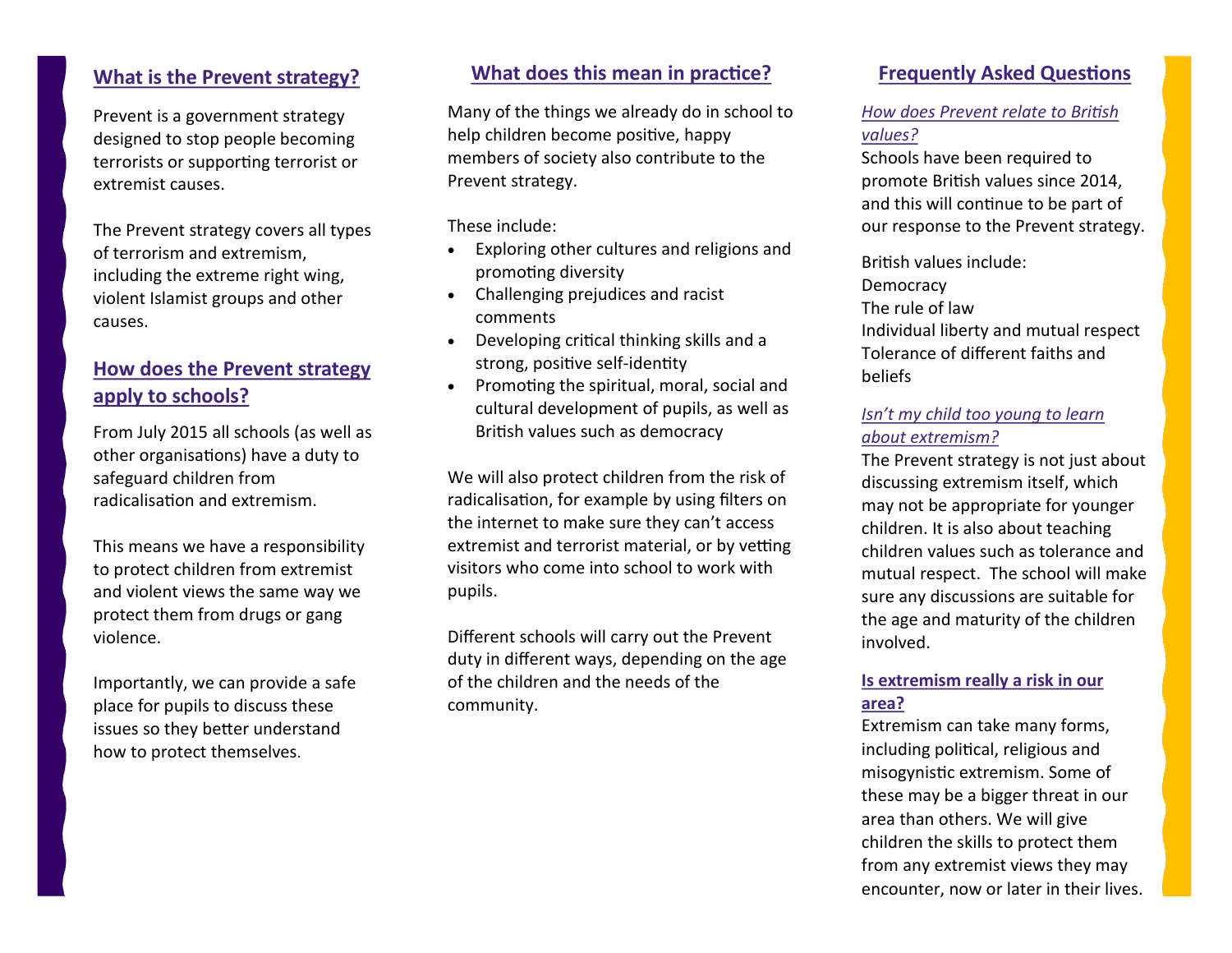## What is the Prevent strategy?

Prevent is a government strategy designed to stop people becoming terrorists or supporting terrorist or extremist causes.

The Prevent strategy covers all types of terrorism and extremism, including the extreme right wing, violent Islamist groups and other causes.

## How does the Prevent strategy apply to schools?

From July 2015 all schools (as well as other organisations) have a duty to safeguard children from radicalisation and extremism.

This means we have a responsibility to protect children from extremist and violent views the same way we protect them from drugs or gang violence.

Importantly, we can provide a safe place for pupils to discuss these issues so they better understand how to protect themselves.

## What does this mean in practice?

Many of the things we already do in school to help children become positive, happy members of society also contribute to the Prevent strategy.

These include:

- Exploring other cultures and religions and promoting diversity
- Challenging prejudices and racist comments
- Developing critical thinking skills and a strong, positive self-identity
- Promoting the spiritual, moral, social and cultural development of pupils, as well as British values such as democracy

We will also protect children from the risk of radicalisation, for example by using filters on the internet to make sure they can't access extremist and terrorist material, or by vetting visitors who come into school to work with pupils.

Different schools will carry out the Prevent duty in different ways, depending on the age of the children and the needs of the community.

## Frequently Asked Questions

*How does Prevent relate to British values?*

Schools have been required to promote British values since 2014, and this will continue to be part of our response to the Prevent strategy.

British values include:
Democracy
The rule of law
Individual liberty and mutual respect
Tolerance of different faiths and beliefs

*Isn't my child too young to learn about extremism?*

The Prevent strategy is not just about discussing extremism itself, which may not be appropriate for younger children. It is also about teaching children values such as tolerance and mutual respect. The school will make sure any discussions are suitable for the age and maturity of the children involved.

**Is extremism really a risk in our area?**

Extremism can take many forms, including political, religious and misogynistic extremism. Some of these may be a bigger threat in our area than others. We will give children the skills to protect them from any extremist views they may encounter, now or later in their lives.